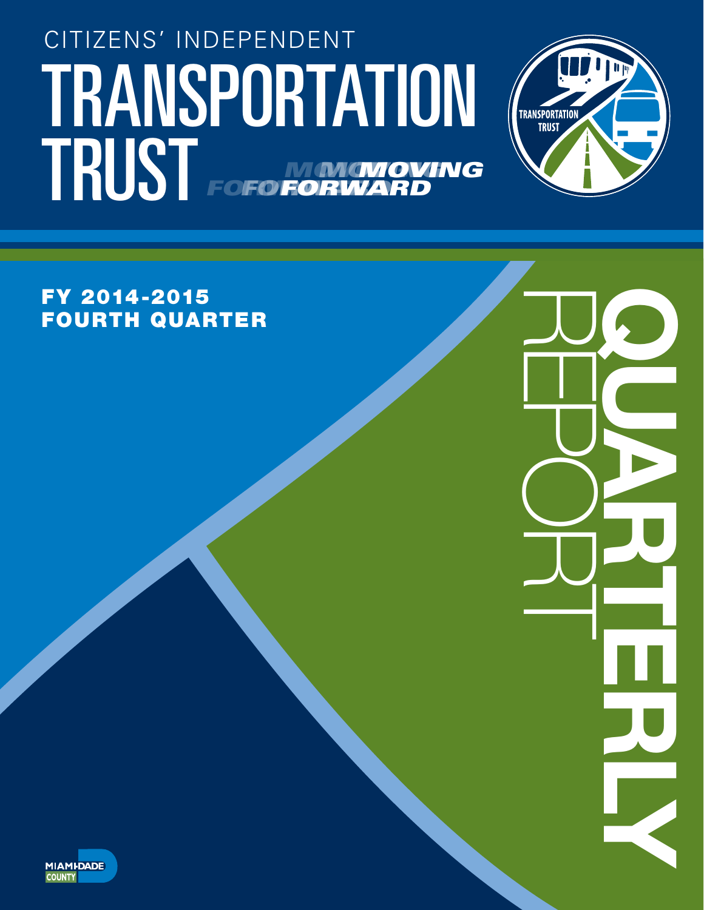CITIZENS' INDEPENDENT

# TRANSPORTATION TRUST

*MOVING FORWARD*

TRANSPORTATION TRUST

**FY 2014-2015**
**FOURTH QUARTER**

# QUARTERLY REPORT

MIAMI-DADE COUNTY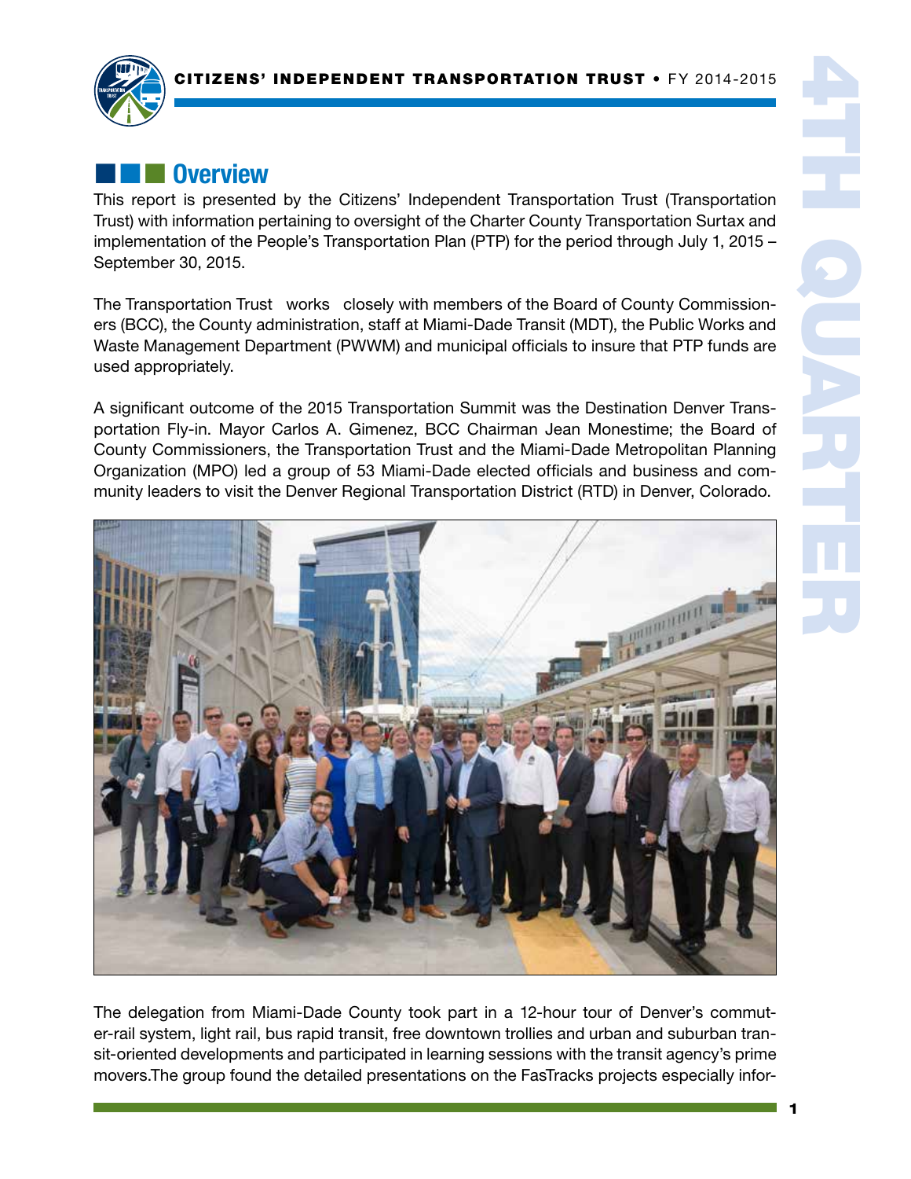## Overview

This report is presented by the Citizens' Independent Transportation Trust (Transportation Trust) with information pertaining to oversight of the Charter County Transportation Surtax and implementation of the People's Transportation Plan (PTP) for the period through July 1, 2015 – September 30, 2015.

The Transportation Trust works closely with members of the Board of County Commissioners (BCC), the County administration, staff at Miami-Dade Transit (MDT), the Public Works and Waste Management Department (PWWM) and municipal officials to insure that PTP funds are used appropriately.

A significant outcome of the 2015 Transportation Summit was the Destination Denver Transportation Fly-in. Mayor Carlos A. Gimenez, BCC Chairman Jean Monestime; the Board of County Commissioners, the Transportation Trust and the Miami-Dade Metropolitan Planning Organization (MPO) led a group of 53 Miami-Dade elected officials and business and community leaders to visit the Denver Regional Transportation District (RTD) in Denver, Colorado.

The delegation from Miami-Dade County took part in a 12-hour tour of Denver's commuter-rail system, light rail, bus rapid transit, free downtown trollies and urban and suburban transit-oriented developments and participated in learning sessions with the transit agency's prime movers.The group found the detailed presentations on the FasTracks projects especially infor-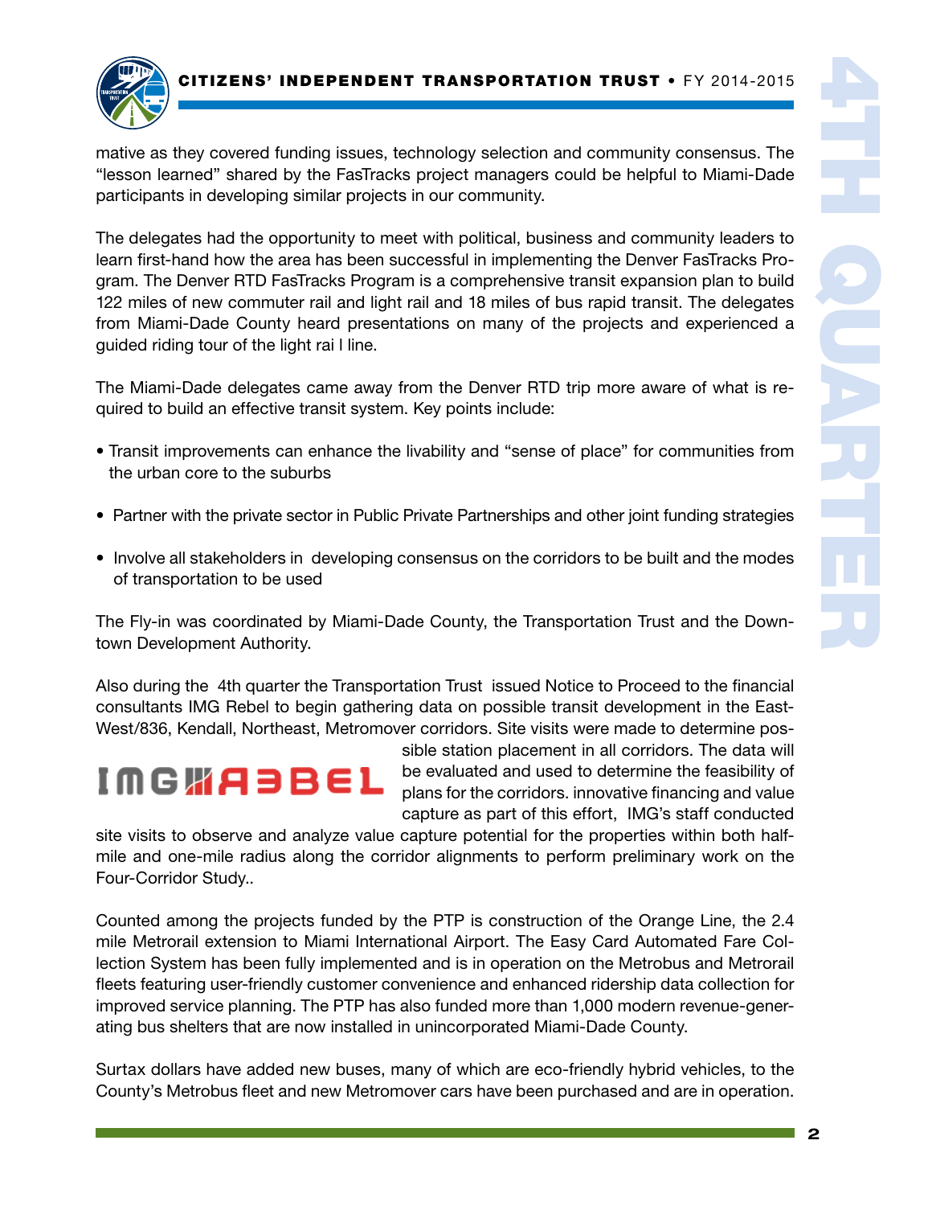mative as they covered funding issues, technology selection and community consensus. The "lesson learned" shared by the FasTracks project managers could be helpful to Miami-Dade participants in developing similar projects in our community.

The delegates had the opportunity to meet with political, business and community leaders to learn first-hand how the area has been successful in implementing the Denver FasTracks Program. The Denver RTD FasTracks Program is a comprehensive transit expansion plan to build 122 miles of new commuter rail and light rail and 18 miles of bus rapid transit. The delegates from Miami-Dade County heard presentations on many of the projects and experienced a guided riding tour of the light rai l line.

The Miami-Dade delegates came away from the Denver RTD trip more aware of what is required to build an effective transit system. Key points include:

- Transit improvements can enhance the livability and "sense of place" for communities from the urban core to the suburbs
- Partner with the private sector in Public Private Partnerships and other joint funding strategies
- Involve all stakeholders in developing consensus on the corridors to be built and the modes of transportation to be used

The Fly-in was coordinated by Miami-Dade County, the Transportation Trust and the Downtown Development Authority.

Also during the 4th quarter the Transportation Trust issued Notice to Proceed to the financial consultants IMG Rebel to begin gathering data on possible transit development in the East-West/836, Kendall, Northeast, Metromover corridors. Site visits were made to determine possible station placement in all corridors. The data will be evaluated and used to determine the feasibility of plans for the corridors. innovative financing and value capture as part of this effort, IMG's staff conducted site visits to observe and analyze value capture potential for the properties within both half-mile and one-mile radius along the corridor alignments to perform preliminary work on the Four-Corridor Study..

Counted among the projects funded by the PTP is construction of the Orange Line, the 2.4 mile Metrorail extension to Miami International Airport. The Easy Card Automated Fare Collection System has been fully implemented and is in operation on the Metrobus and Metrorail fleets featuring user-friendly customer convenience and enhanced ridership data collection for improved service planning. The PTP has also funded more than 1,000 modern revenue-generating bus shelters that are now installed in unincorporated Miami-Dade County.

Surtax dollars have added new buses, many of which are eco-friendly hybrid vehicles, to the County's Metrobus fleet and new Metromover cars have been purchased and are in operation.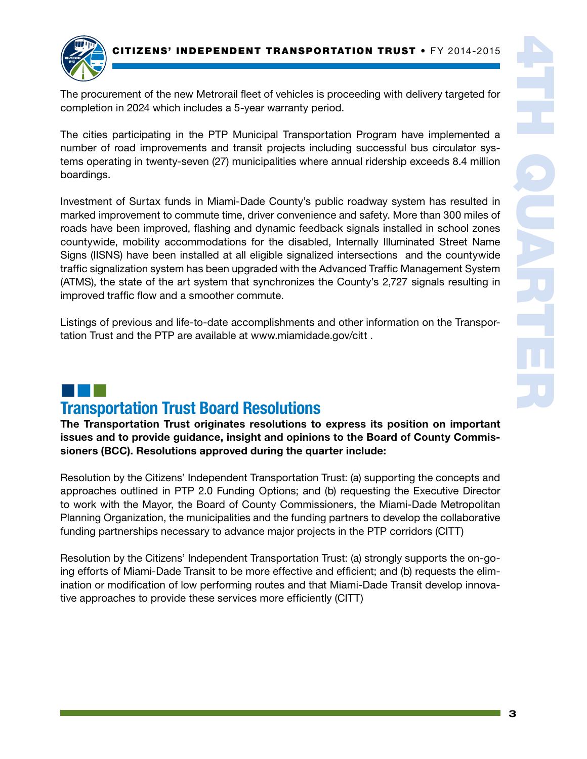The procurement of the new Metrorail fleet of vehicles is proceeding with delivery targeted for completion in 2024 which includes a 5-year warranty period.

The cities participating in the PTP Municipal Transportation Program have implemented a number of road improvements and transit projects including successful bus circulator systems operating in twenty-seven (27) municipalities where annual ridership exceeds 8.4 million boardings.

Investment of Surtax funds in Miami-Dade County's public roadway system has resulted in marked improvement to commute time, driver convenience and safety. More than 300 miles of roads have been improved, flashing and dynamic feedback signals installed in school zones countywide, mobility accommodations for the disabled, Internally Illuminated Street Name Signs (IISNS) have been installed at all eligible signalized intersections and the countywide traffic signalization system has been upgraded with the Advanced Traffic Management System (ATMS), the state of the art system that synchronizes the County's 2,727 signals resulting in improved traffic flow and a smoother commute.

Listings of previous and life-to-date accomplishments and other information on the Transportation Trust and the PTP are available at www.miamidade.gov/citt .

## Transportation Trust Board Resolutions

**The Transportation Trust originates resolutions to express its position on important issues and to provide guidance, insight and opinions to the Board of County Commissioners (BCC). Resolutions approved during the quarter include:**

Resolution by the Citizens' Independent Transportation Trust: (a) supporting the concepts and approaches outlined in PTP 2.0 Funding Options; and (b) requesting the Executive Director to work with the Mayor, the Board of County Commissioners, the Miami-Dade Metropolitan Planning Organization, the municipalities and the funding partners to develop the collaborative funding partnerships necessary to advance major projects in the PTP corridors (CITT)

Resolution by the Citizens' Independent Transportation Trust: (a) strongly supports the on-going efforts of Miami-Dade Transit to be more effective and efficient; and (b) requests the elimination or modification of low performing routes and that Miami-Dade Transit develop innovative approaches to provide these services more efficiently (CITT)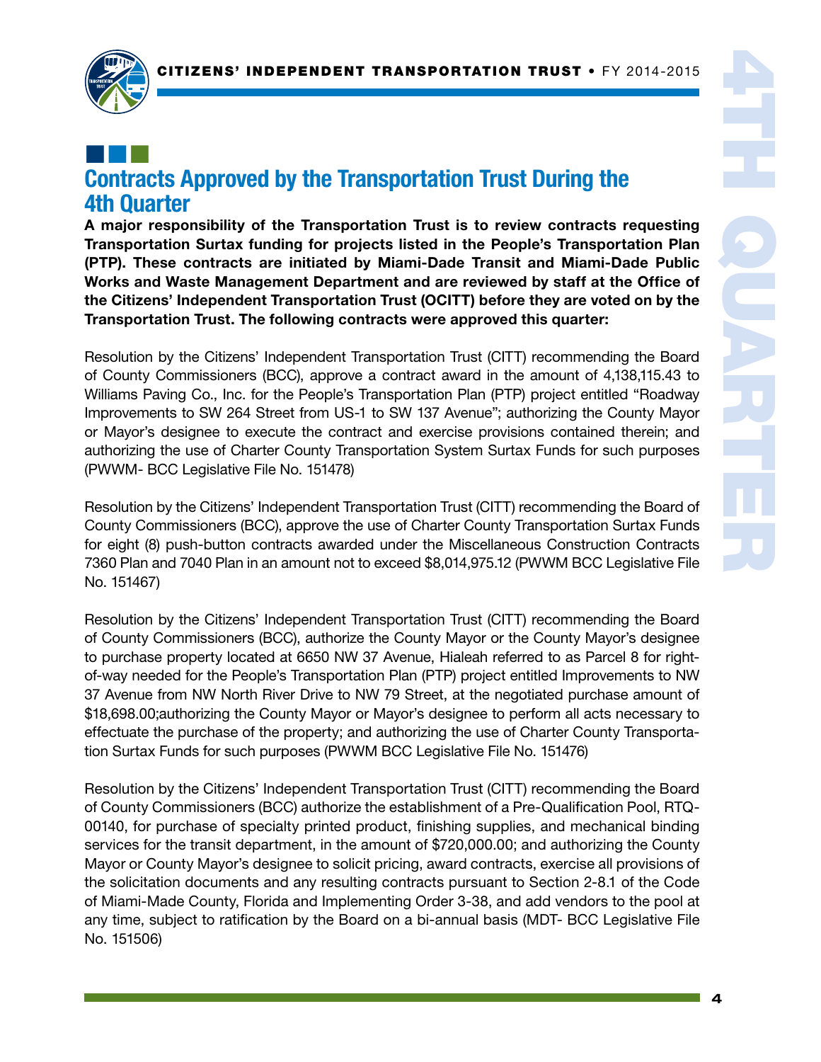## Contracts Approved by the Transportation Trust During the 4th Quarter

**A major responsibility of the Transportation Trust is to review contracts requesting Transportation Surtax funding for projects listed in the People's Transportation Plan (PTP). These contracts are initiated by Miami-Dade Transit and Miami-Dade Public Works and Waste Management Department and are reviewed by staff at the Office of the Citizens' Independent Transportation Trust (OCITT) before they are voted on by the Transportation Trust. The following contracts were approved this quarter:**

Resolution by the Citizens' Independent Transportation Trust (CITT) recommending the Board of County Commissioners (BCC), approve a contract award in the amount of 4,138,115.43 to Williams Paving Co., Inc. for the People's Transportation Plan (PTP) project entitled "Roadway Improvements to SW 264 Street from US-1 to SW 137 Avenue"; authorizing the County Mayor or Mayor's designee to execute the contract and exercise provisions contained therein; and authorizing the use of Charter County Transportation System Surtax Funds for such purposes (PWWM- BCC Legislative File No. 151478)

Resolution by the Citizens' Independent Transportation Trust (CITT) recommending the Board of County Commissioners (BCC), approve the use of Charter County Transportation Surtax Funds for eight (8) push-button contracts awarded under the Miscellaneous Construction Contracts 7360 Plan and 7040 Plan in an amount not to exceed $8,014,975.12 (PWWM BCC Legislative File No. 151467)

Resolution by the Citizens' Independent Transportation Trust (CITT) recommending the Board of County Commissioners (BCC), authorize the County Mayor or the County Mayor's designee to purchase property located at 6650 NW 37 Avenue, Hialeah referred to as Parcel 8 for right-of-way needed for the People's Transportation Plan (PTP) project entitled Improvements to NW 37 Avenue from NW North River Drive to NW 79 Street, at the negotiated purchase amount of $18,698.00;authorizing the County Mayor or Mayor's designee to perform all acts necessary to effectuate the purchase of the property; and authorizing the use of Charter County Transportation Surtax Funds for such purposes (PWWM BCC Legislative File No. 151476)

Resolution by the Citizens' Independent Transportation Trust (CITT) recommending the Board of County Commissioners (BCC) authorize the establishment of a Pre-Qualification Pool, RTQ-00140, for purchase of specialty printed product, finishing supplies, and mechanical binding services for the transit department, in the amount of $720,000.00; and authorizing the County Mayor or County Mayor's designee to solicit pricing, award contracts, exercise all provisions of the solicitation documents and any resulting contracts pursuant to Section 2-8.1 of the Code of Miami-Made County, Florida and Implementing Order 3-38, and add vendors to the pool at any time, subject to ratification by the Board on a bi-annual basis (MDT- BCC Legislative File No. 151506)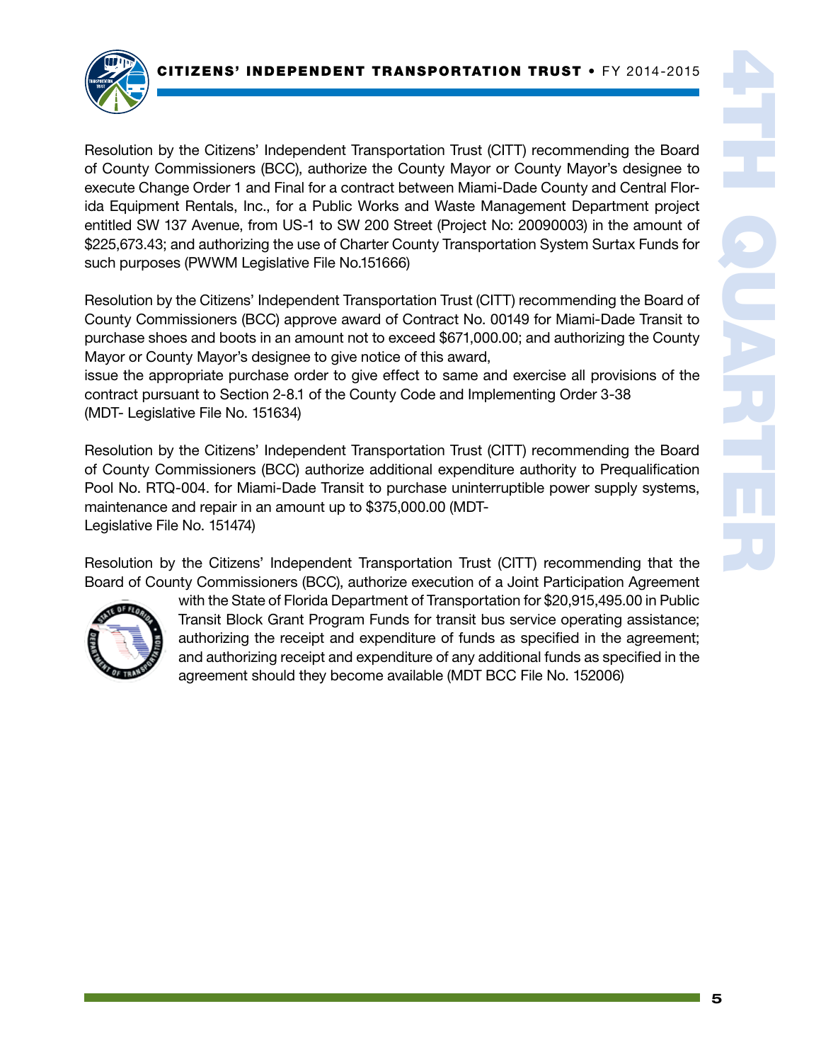Resolution by the Citizens' Independent Transportation Trust (CITT) recommending the Board of County Commissioners (BCC), authorize the County Mayor or County Mayor's designee to execute Change Order 1 and Final for a contract between Miami-Dade County and Central Florida Equipment Rentals, Inc., for a Public Works and Waste Management Department project entitled SW 137 Avenue, from US-1 to SW 200 Street (Project No: 20090003) in the amount of $225,673.43; and authorizing the use of Charter County Transportation System Surtax Funds for such purposes (PWWM Legislative File No.151666)

Resolution by the Citizens' Independent Transportation Trust (CITT) recommending the Board of County Commissioners (BCC) approve award of Contract No. 00149 for Miami-Dade Transit to purchase shoes and boots in an amount not to exceed $671,000.00; and authorizing the County Mayor or County Mayor's designee to give notice of this award,
issue the appropriate purchase order to give effect to same and exercise all provisions of the contract pursuant to Section 2-8.1 of the County Code and Implementing Order 3-38
(MDT- Legislative File No. 151634)

Resolution by the Citizens' Independent Transportation Trust (CITT) recommending the Board of County Commissioners (BCC) authorize additional expenditure authority to Prequalification Pool No. RTQ-004. for Miami-Dade Transit to purchase uninterruptible power supply systems, maintenance and repair in an amount up to $375,000.00 (MDT-
Legislative File No. 151474)

Resolution by the Citizens' Independent Transportation Trust (CITT) recommending that the Board of County Commissioners (BCC), authorize execution of a Joint Participation Agreement with the State of Florida Department of Transportation for $20,915,495.00 in Public Transit Block Grant Program Funds for transit bus service operating assistance; authorizing the receipt and expenditure of funds as specified in the agreement; and authorizing receipt and expenditure of any additional funds as specified in the agreement should they become available (MDT BCC File No. 152006)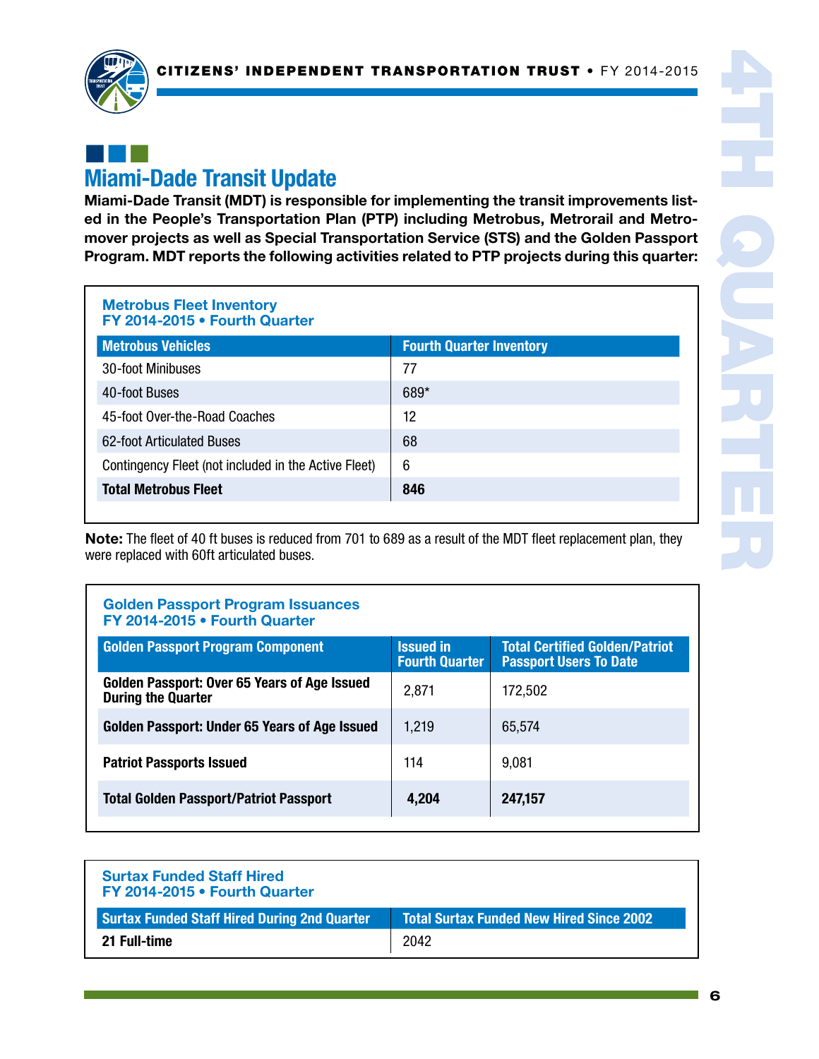## Miami-Dade Transit Update

**Miami-Dade Transit (MDT) is responsible for implementing the transit improvements listed in the People's Transportation Plan (PTP) including Metrobus, Metrorail and Metromover projects as well as Special Transportation Service (STS) and the Golden Passport Program. MDT reports the following activities related to PTP projects during this quarter:**

### Metrobus Fleet Inventory
### FY 2014-2015 • Fourth Quarter

| Metrobus Vehicles | Fourth Quarter Inventory |
| --- | --- |
| 30-foot Minibuses | 77 |
| 40-foot Buses | 689* |
| 45-foot Over-the-Road Coaches | 12 |
| 62-foot Articulated Buses | 68 |
| Contingency Fleet (not included in the Active Fleet) | 6 |
| **Total Metrobus Fleet** | **846** |

**Note:** The fleet of 40 ft buses is reduced from 701 to 689 as a result of the MDT fleet replacement plan, they were replaced with 60ft articulated buses.

### Golden Passport Program Issuances
### FY 2014-2015 • Fourth Quarter

| Golden Passport Program Component | Issued in Fourth Quarter | Total Certified Golden/Patriot Passport Users To Date |
| --- | --- | --- |
| **Golden Passport: Over 65 Years of Age Issued During the Quarter** | 2,871 | 172,502 |
| **Golden Passport: Under 65 Years of Age Issued** | 1,219 | 65,574 |
| **Patriot Passports Issued** | 114 | 9,081 |
| **Total Golden Passport/Patriot Passport** | **4,204** | **247,157** |

### Surtax Funded Staff Hired
### FY 2014-2015 • Fourth Quarter

| Surtax Funded Staff Hired During 2nd Quarter | Total Surtax Funded New Hired Since 2002 |
| --- | --- |
| **21 Full-time** | 2042 |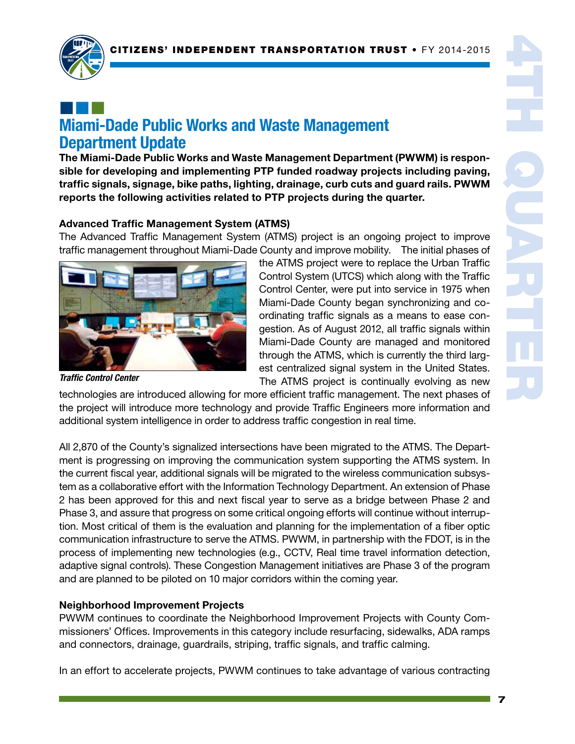## Miami-Dade Public Works and Waste Management Department Update

**The Miami-Dade Public Works and Waste Management Department (PWWM) is responsible for developing and implementing PTP funded roadway projects including paving, traffic signals, signage, bike paths, lighting, drainage, curb cuts and guard rails. PWWM reports the following activities related to PTP projects during the quarter.**

### Advanced Traffic Management System (ATMS)

The Advanced Traffic Management System (ATMS) project is an ongoing project to improve traffic management throughout Miami-Dade County and improve mobility. The initial phases of the ATMS project were to replace the Urban Traffic Control System (UTCS) which along with the Traffic Control Center, were put into service in 1975 when Miami-Dade County began synchronizing and coordinating traffic signals as a means to ease congestion. As of August 2012, all traffic signals within Miami-Dade County are managed and monitored through the ATMS, which is currently the third largest centralized signal system in the United States. The ATMS project is continually evolving as new technologies are introduced allowing for more efficient traffic management. The next phases of the project will introduce more technology and provide Traffic Engineers more information and additional system intelligence in order to address traffic congestion in real time.

*Traffic Control Center*

All 2,870 of the County's signalized intersections have been migrated to the ATMS. The Department is progressing on improving the communication system supporting the ATMS system. In the current fiscal year, additional signals will be migrated to the wireless communication subsystem as a collaborative effort with the Information Technology Department. An extension of Phase 2 has been approved for this and next fiscal year to serve as a bridge between Phase 2 and Phase 3, and assure that progress on some critical ongoing efforts will continue without interruption. Most critical of them is the evaluation and planning for the implementation of a fiber optic communication infrastructure to serve the ATMS. PWWM, in partnership with the FDOT, is in the process of implementing new technologies (e.g., CCTV, Real time travel information detection, adaptive signal controls). These Congestion Management initiatives are Phase 3 of the program and are planned to be piloted on 10 major corridors within the coming year.

### Neighborhood Improvement Projects

PWWM continues to coordinate the Neighborhood Improvement Projects with County Commissioners' Offices. Improvements in this category include resurfacing, sidewalks, ADA ramps and connectors, drainage, guardrails, striping, traffic signals, and traffic calming.

In an effort to accelerate projects, PWWM continues to take advantage of various contracting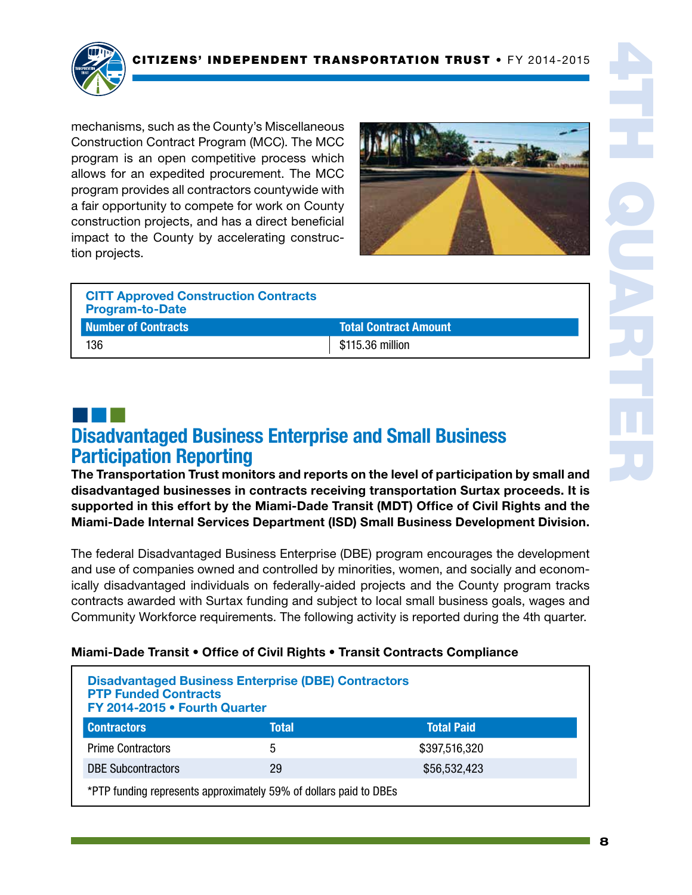mechanisms, such as the County's Miscellaneous Construction Contract Program (MCC). The MCC program is an open competitive process which allows for an expedited procurement. The MCC program provides all contractors countywide with a fair opportunity to compete for work on County construction projects, and has a direct beneficial impact to the County by accelerating construction projects.

**CITT Approved Construction Contracts Program-to-Date**

| Number of Contracts | Total Contract Amount |
|---|---|
| 136 | $115.36 million |

## Disadvantaged Business Enterprise and Small Business Participation Reporting

**The Transportation Trust monitors and reports on the level of participation by small and disadvantaged businesses in contracts receiving transportation Surtax proceeds. It is supported in this effort by the Miami-Dade Transit (MDT) Office of Civil Rights and the Miami-Dade Internal Services Department (ISD) Small Business Development Division.**

The federal Disadvantaged Business Enterprise (DBE) program encourages the development and use of companies owned and controlled by minorities, women, and socially and economically disadvantaged individuals on federally-aided projects and the County program tracks contracts awarded with Surtax funding and subject to local small business goals, wages and Community Workforce requirements. The following activity is reported during the 4th quarter.

**Miami-Dade Transit • Office of Civil Rights • Transit Contracts Compliance**

**Disadvantaged Business Enterprise (DBE) Contractors PTP Funded Contracts FY 2014-2015 • Fourth Quarter**

| Contractors | Total | Total Paid |
|---|---|---|
| Prime Contractors | 5 | $397,516,320 |
| DBE Subcontractors | 29 | $56,532,423 |

*PTP funding represents approximately 59% of dollars paid to DBEs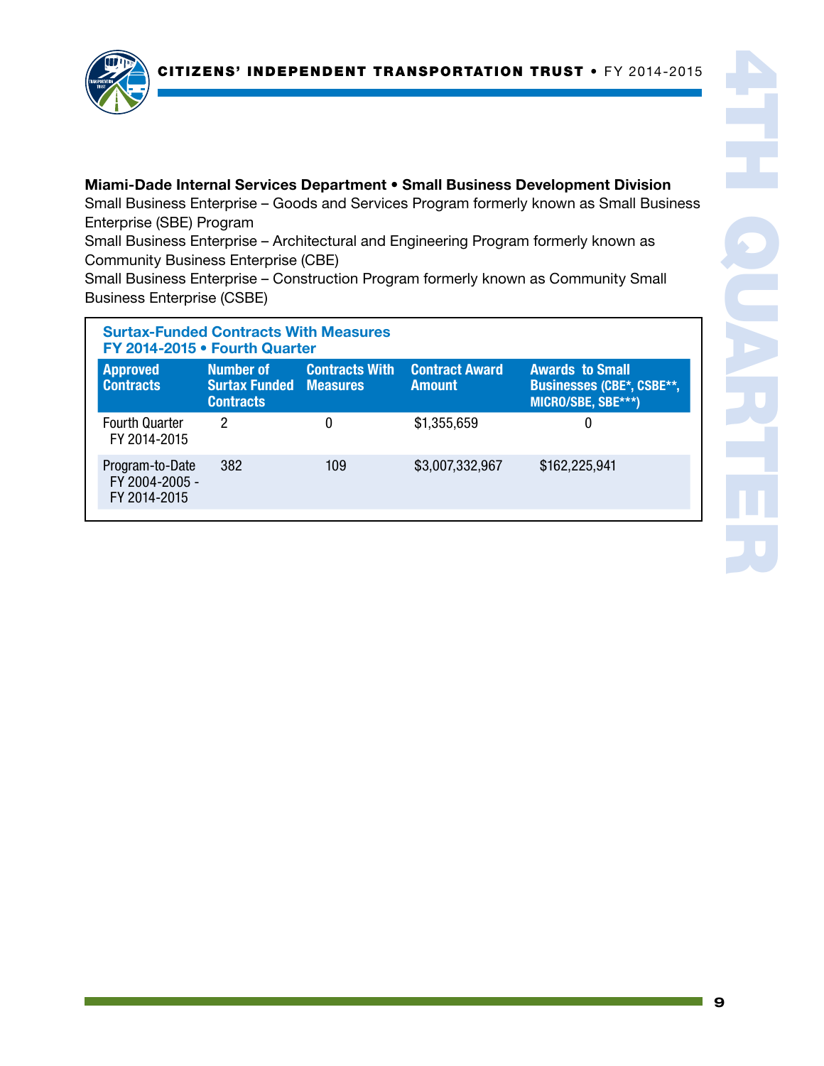**Miami-Dade Internal Services Department • Small Business Development Division**

Small Business Enterprise – Goods and Services Program formerly known as Small Business Enterprise (SBE) Program

Small Business Enterprise – Architectural and Engineering Program formerly known as Community Business Enterprise (CBE)

Small Business Enterprise – Construction Program formerly known as Community Small Business Enterprise (CSBE)

### Surtax-Funded Contracts With Measures FY 2014-2015 • Fourth Quarter

| Approved Contracts | Number of Surtax Funded Contracts | Contracts With Measures | Contract Award Amount | Awards to Small Businesses (CBE*, CSBE**, MICRO/SBE, SBE***) |
|---|---|---|---|---|
| Fourth Quarter FY 2014-2015 | 2 | 0 | $1,355,659 | 0 |
| Program-to-Date FY 2004-2005 - FY 2014-2015 | 382 | 109 | $3,007,332,967 | $162,225,941 |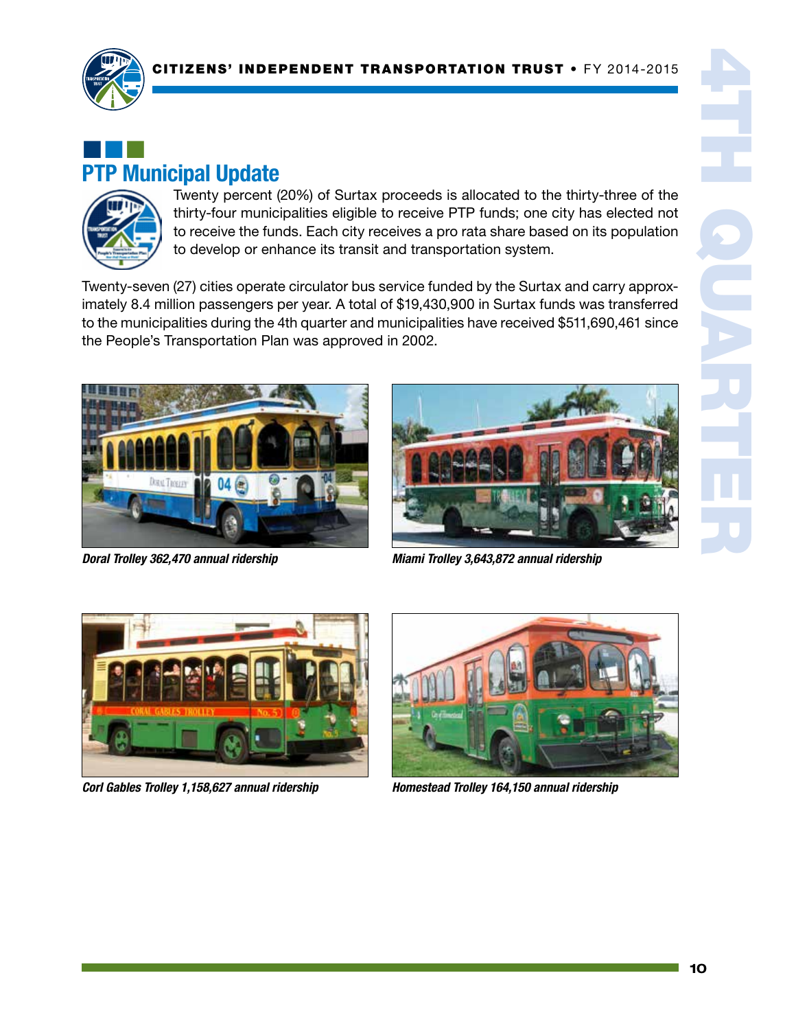## PTP Municipal Update

Twenty percent (20%) of Surtax proceeds is allocated to the thirty-three of the thirty-four municipalities eligible to receive PTP funds; one city has elected not to receive the funds. Each city receives a pro rata share based on its population to develop or enhance its transit and transportation system.

Twenty-seven (27) cities operate circulator bus service funded by the Surtax and carry approximately 8.4 million passengers per year. A total of $19,430,900 in Surtax funds was transferred to the municipalities during the 4th quarter and municipalities have received $511,690,461 since the People's Transportation Plan was approved in 2002.

***Doral Trolley 362,470 annual ridership***

***Miami Trolley 3,643,872 annual ridership***

***Corl Gables Trolley 1,158,627 annual ridership***

***Homestead Trolley 164,150 annual ridership***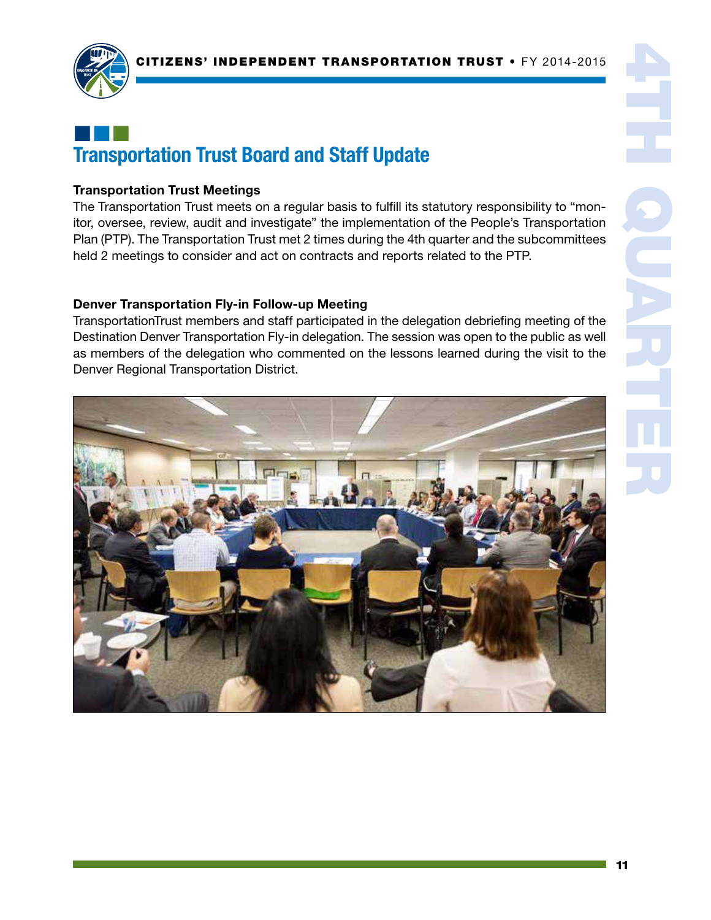## Transportation Trust Board and Staff Update

**Transportation Trust Meetings**

The Transportation Trust meets on a regular basis to fulfill its statutory responsibility to "monitor, oversee, review, audit and investigate" the implementation of the People's Transportation Plan (PTP). The Transportation Trust met 2 times during the 4th quarter and the subcommittees held 2 meetings to consider and act on contracts and reports related to the PTP.

**Denver Transportation Fly-in Follow-up Meeting**

TransportationTrust members and staff participated in the delegation debriefing meeting of the Destination Denver Transportation Fly-in delegation. The session was open to the public as well as members of the delegation who commented on the lessons learned during the visit to the Denver Regional Transportation District.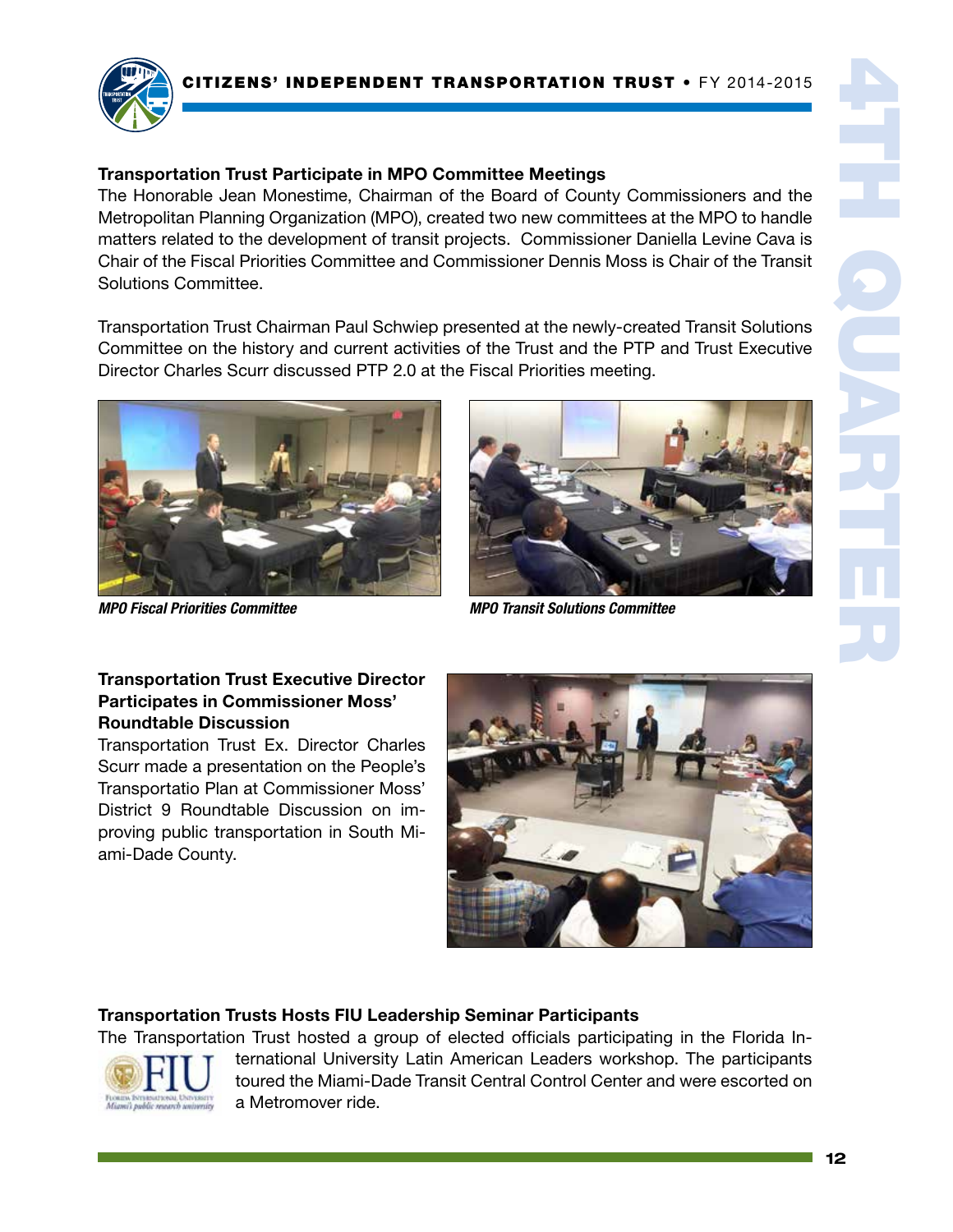### Transportation Trust Participate in MPO Committee Meetings

The Honorable Jean Monestime, Chairman of the Board of County Commissioners and the Metropolitan Planning Organization (MPO), created two new committees at the MPO to handle matters related to the development of transit projects. Commissioner Daniella Levine Cava is Chair of the Fiscal Priorities Committee and Commissioner Dennis Moss is Chair of the Transit Solutions Committee.

Transportation Trust Chairman Paul Schwiep presented at the newly-created Transit Solutions Committee on the history and current activities of the Trust and the PTP and Trust Executive Director Charles Scurr discussed PTP 2.0 at the Fiscal Priorities meeting.

*MPO Fiscal Priorities Committee*

*MPO Transit Solutions Committee*

### Transportation Trust Executive Director Participates in Commissioner Moss' Roundtable Discussion

Transportation Trust Ex. Director Charles Scurr made a presentation on the People's Transportatio Plan at Commissioner Moss' District 9 Roundtable Discussion on improving public transportation in South Miami-Dade County.

### Transportation Trusts Hosts FIU Leadership Seminar Participants

The Transportation Trust hosted a group of elected officials participating in the Florida International University Latin American Leaders workshop. The participants toured the Miami-Dade Transit Central Control Center and were escorted on a Metromover ride.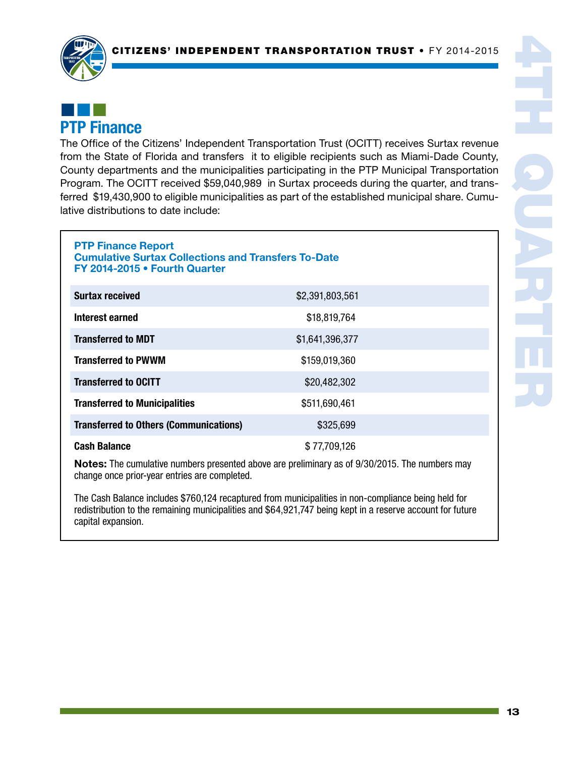## PTP Finance

The Office of the Citizens' Independent Transportation Trust (OCITT) receives Surtax revenue from the State of Florida and transfers it to eligible recipients such as Miami-Dade County, County departments and the municipalities participating in the PTP Municipal Transportation Program. The OCITT received $59,040,989 in Surtax proceeds during the quarter, and transferred $19,430,900 to eligible municipalities as part of the established municipal share. Cumulative distributions to date include:

**PTP Finance Report**
**Cumulative Surtax Collections and Transfers To-Date**
**FY 2014-2015 • Fourth Quarter**

| | |
|---|---|
| **Surtax received** | $2,391,803,561 |
| **Interest earned** | $18,819,764 |
| **Transferred to MDT** | $1,641,396,377 |
| **Transferred to PWWM** | $159,019,360 |
| **Transferred to OCITT** | $20,482,302 |
| **Transferred to Municipalities** | $511,690,461 |
| **Transferred to Others (Communications)** | $325,699 |
| **Cash Balance** | $ 77,709,126 |

**Notes:** The cumulative numbers presented above are preliminary as of 9/30/2015. The numbers may change once prior-year entries are completed.

The Cash Balance includes $760,124 recaptured from municipalities in non-compliance being held for redistribution to the remaining municipalities and $64,921,747 being kept in a reserve account for future capital expansion.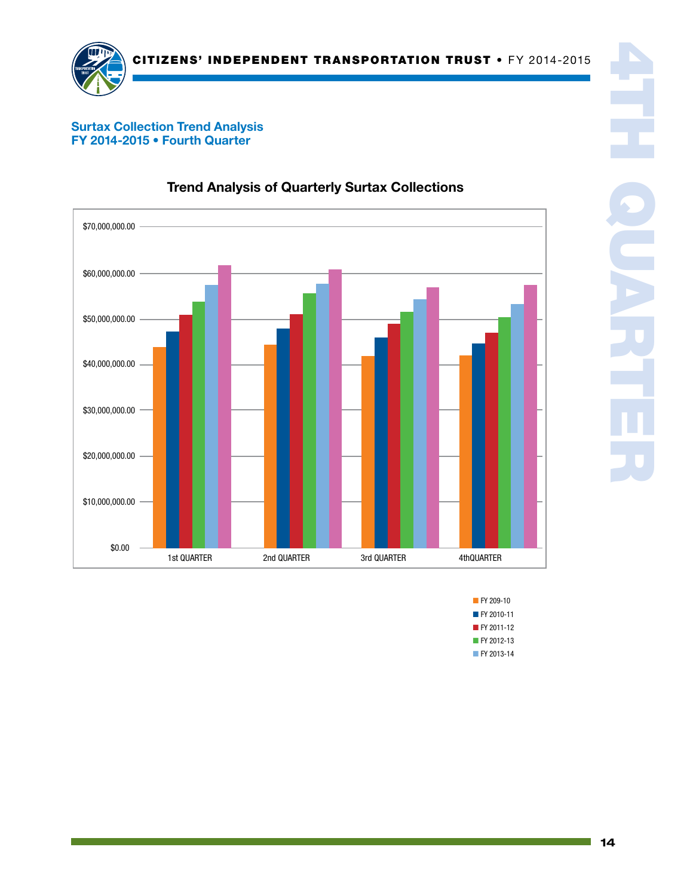## Surtax Collection Trend Analysis
## FY 2014-2015 • Fourth Quarter

### Trend Analysis of Quarterly Surtax Collections

$70,000,000.00
$60,000,000.00
$50,000,000.00
$40,000,000.00
$30,000,000.00
$20,000,000.00
$10,000,000.00
$0.00

1st QUARTER 2nd QUARTER 3rd QUARTER 4thQUARTER

- FY 209-10
- FY 2010-11
- FY 2011-12
- FY 2012-13
- FY 2013-14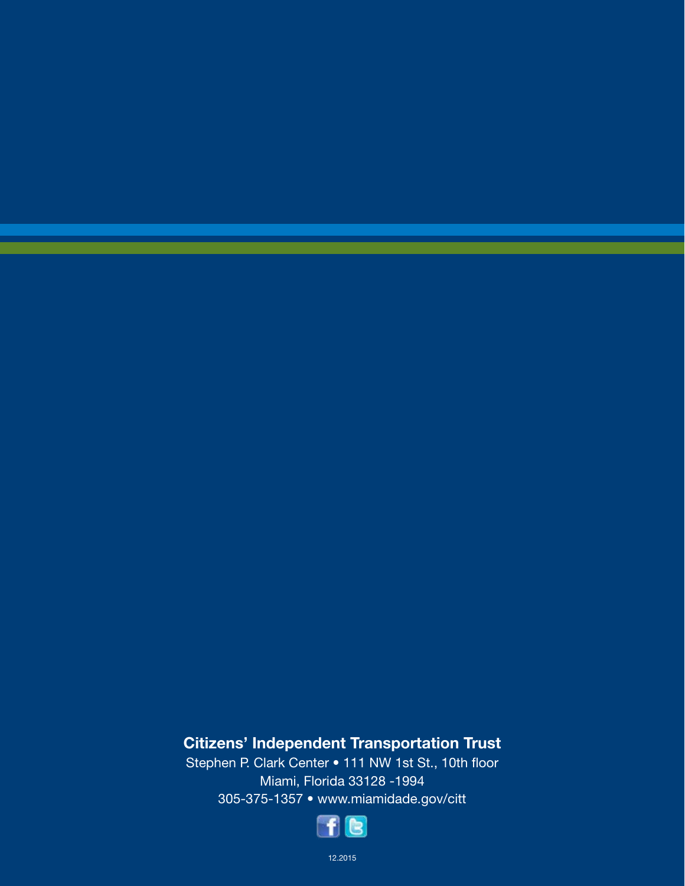**Citizens' Independent Transportation Trust**

Stephen P. Clark Center • 111 NW 1st St., 10th floor

Miami, Florida 33128 -1994

305-375-1357 • www.miamidade.gov/citt

12.2015